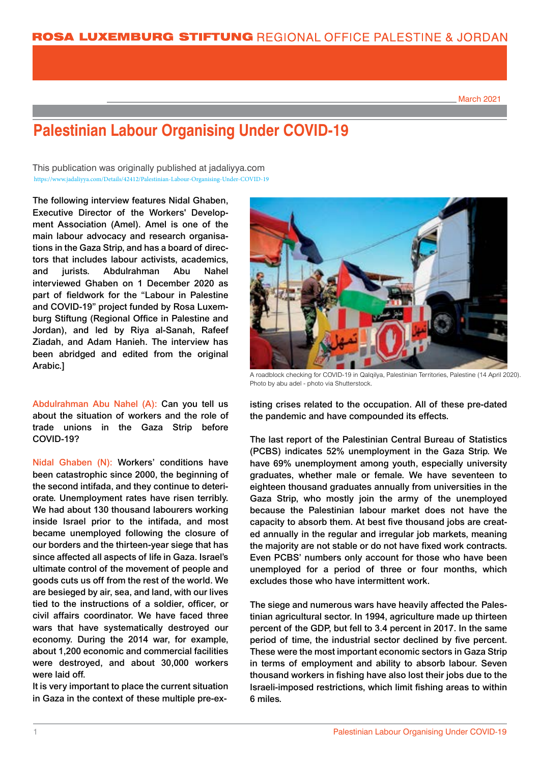ROSA LUXEMBURG STIFTUNG REGIONAL OFFICE PALESTINE & JORDAN

March 2021

# Palestinian Labour Organising Under COVID-19

This publication was originally published at jadaliyya.com
https://www.jadaliyya.com/Details/42412/Palestinian-Labour-Organising-Under-COVID-19

**The following interview features Nidal Ghaben, Executive Director of the Workers' Development Association (Amel). Amel is one of the main labour advocacy and research organisations in the Gaza Strip, and has a board of directors that includes labour activists, academics, and jurists. Abdulrahman Abu Nahel interviewed Ghaben on 1 December 2020 as part of fieldwork for the "Labour in Palestine and COVID-19" project funded by Rosa Luxemburg Stiftung (Regional Office in Palestine and Jordan), and led by Riya al-Sanah, Rafeef Ziadah, and Adam Hanieh. The interview has been abridged and edited from the original Arabic.]**

A roadblock checking for COVID-19 in Qalqilya, Palestinian Territories, Palestine (14 April 2020). Photo by abu adel - photo via Shutterstock.

**Abdulrahman Abu Nahel (A):** Can you tell us about the situation of workers and the role of trade unions in the Gaza Strip before COVID-19?

**Nidal Ghaben (N):** Workers' conditions have been catastrophic since 2000, the beginning of the second intifada, and they continue to deteriorate. Unemployment rates have risen terribly. We had about 130 thousand labourers working inside Israel prior to the intifada, and most became unemployed following the closure of our borders and the thirteen-year siege that has since affected all aspects of life in Gaza. Israel's ultimate control of the movement of people and goods cuts us off from the rest of the world. We are besieged by air, sea, and land, with our lives tied to the instructions of a soldier, officer, or civil affairs coordinator. We have faced three wars that have systematically destroyed our economy. During the 2014 war, for example, about 1,200 economic and commercial facilities were destroyed, and about 30,000 workers were laid off.

It is very important to place the current situation in Gaza in the context of these multiple pre-existing crises related to the occupation. All of these pre-dated the pandemic and have compounded its effects.

The last report of the Palestinian Central Bureau of Statistics (PCBS) indicates 52% unemployment in the Gaza Strip. We have 69% unemployment among youth, especially university graduates, whether male or female. We have seventeen to eighteen thousand graduates annually from universities in the Gaza Strip, who mostly join the army of the unemployed because the Palestinian labour market does not have the capacity to absorb them. At best five thousand jobs are created annually in the regular and irregular job markets, meaning the majority are not stable or do not have fixed work contracts. Even PCBS' numbers only account for those who have been unemployed for a period of three or four months, which excludes those who have intermittent work.

The siege and numerous wars have heavily affected the Palestinian agricultural sector. In 1994, agriculture made up thirteen percent of the GDP, but fell to 3.4 percent in 2017. In the same period of time, the industrial sector declined by five percent. These were the most important economic sectors in Gaza Strip in terms of employment and ability to absorb labour. Seven thousand workers in fishing have also lost their jobs due to the Israeli-imposed restrictions, which limit fishing areas to within 6 miles.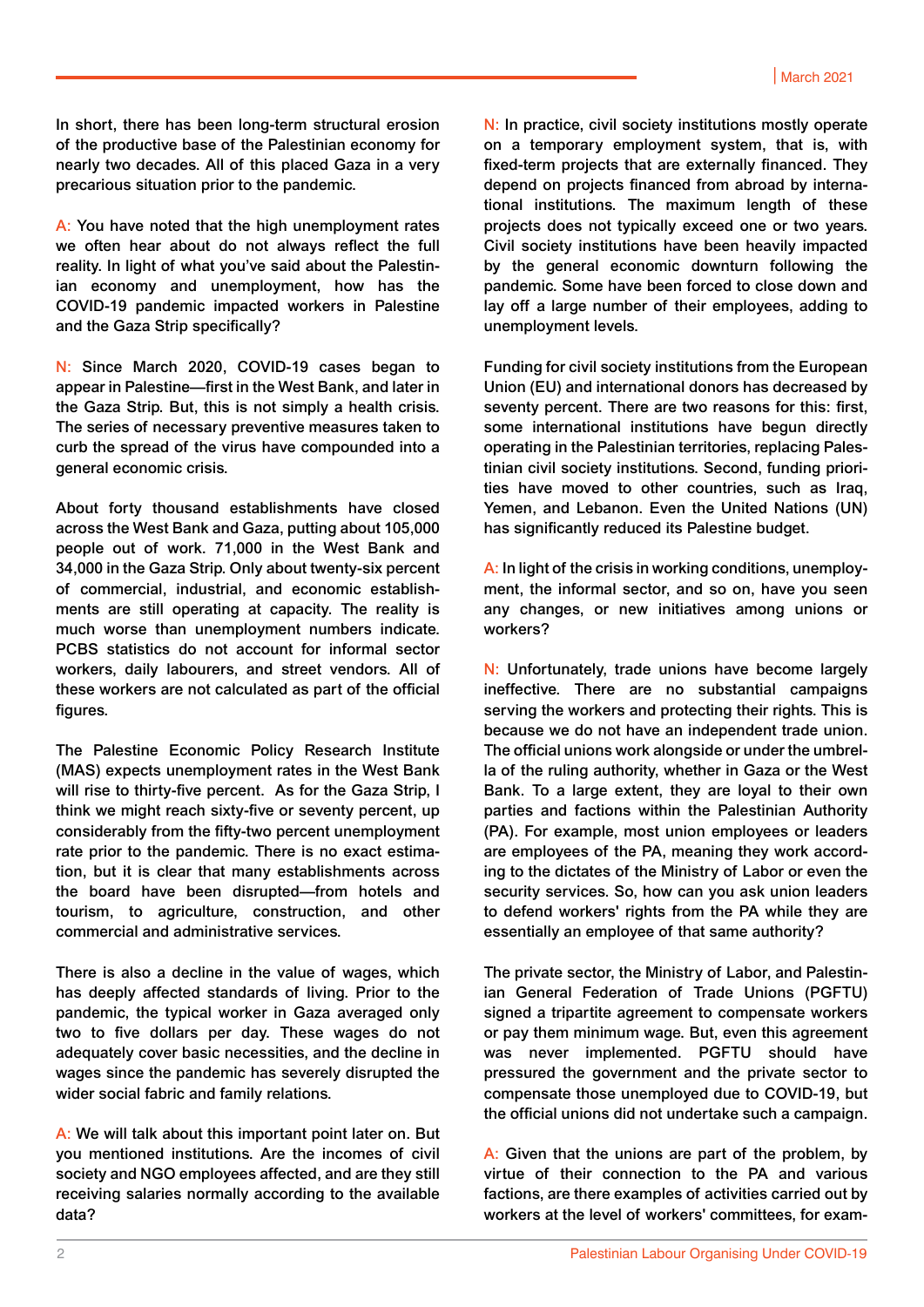In short, there has been long-term structural erosion of the productive base of the Palestinian economy for nearly two decades. All of this placed Gaza in a very precarious situation prior to the pandemic.

A: You have noted that the high unemployment rates we often hear about do not always reflect the full reality. In light of what you've said about the Palestinian economy and unemployment, how has the COVID-19 pandemic impacted workers in Palestine and the Gaza Strip specifically?

N: Since March 2020, COVID-19 cases began to appear in Palestine—first in the West Bank, and later in the Gaza Strip. But, this is not simply a health crisis. The series of necessary preventive measures taken to curb the spread of the virus have compounded into a general economic crisis.

About forty thousand establishments have closed across the West Bank and Gaza, putting about 105,000 people out of work. 71,000 in the West Bank and 34,000 in the Gaza Strip. Only about twenty-six percent of commercial, industrial, and economic establishments are still operating at capacity. The reality is much worse than unemployment numbers indicate. PCBS statistics do not account for informal sector workers, daily labourers, and street vendors. All of these workers are not calculated as part of the official figures.

The Palestine Economic Policy Research Institute (MAS) expects unemployment rates in the West Bank will rise to thirty-five percent. As for the Gaza Strip, I think we might reach sixty-five or seventy percent, up considerably from the fifty-two percent unemployment rate prior to the pandemic. There is no exact estimation, but it is clear that many establishments across the board have been disrupted—from hotels and tourism, to agriculture, construction, and other commercial and administrative services.

There is also a decline in the value of wages, which has deeply affected standards of living. Prior to the pandemic, the typical worker in Gaza averaged only two to five dollars per day. These wages do not adequately cover basic necessities, and the decline in wages since the pandemic has severely disrupted the wider social fabric and family relations.

A: We will talk about this important point later on. But you mentioned institutions. Are the incomes of civil society and NGO employees affected, and are they still receiving salaries normally according to the available data?

N: In practice, civil society institutions mostly operate on a temporary employment system, that is, with fixed-term projects that are externally financed. They depend on projects financed from abroad by international institutions. The maximum length of these projects does not typically exceed one or two years. Civil society institutions have been heavily impacted by the general economic downturn following the pandemic. Some have been forced to close down and lay off a large number of their employees, adding to unemployment levels.

Funding for civil society institutions from the European Union (EU) and international donors has decreased by seventy percent. There are two reasons for this: first, some international institutions have begun directly operating in the Palestinian territories, replacing Palestinian civil society institutions. Second, funding priorities have moved to other countries, such as Iraq, Yemen, and Lebanon. Even the United Nations (UN) has significantly reduced its Palestine budget.

A: In light of the crisis in working conditions, unemployment, the informal sector, and so on, have you seen any changes, or new initiatives among unions or workers?

N: Unfortunately, trade unions have become largely ineffective. There are no substantial campaigns serving the workers and protecting their rights. This is because we do not have an independent trade union. The official unions work alongside or under the umbrella of the ruling authority, whether in Gaza or the West Bank. To a large extent, they are loyal to their own parties and factions within the Palestinian Authority (PA). For example, most union employees or leaders are employees of the PA, meaning they work according to the dictates of the Ministry of Labor or even the security services. So, how can you ask union leaders to defend workers' rights from the PA while they are essentially an employee of that same authority?

The private sector, the Ministry of Labor, and Palestinian General Federation of Trade Unions (PGFTU) signed a tripartite agreement to compensate workers or pay them minimum wage. But, even this agreement was never implemented. PGFTU should have pressured the government and the private sector to compensate those unemployed due to COVID-19, but the official unions did not undertake such a campaign.

A: Given that the unions are part of the problem, by virtue of their connection to the PA and various factions, are there examples of activities carried out by workers at the level of workers' committees, for exam-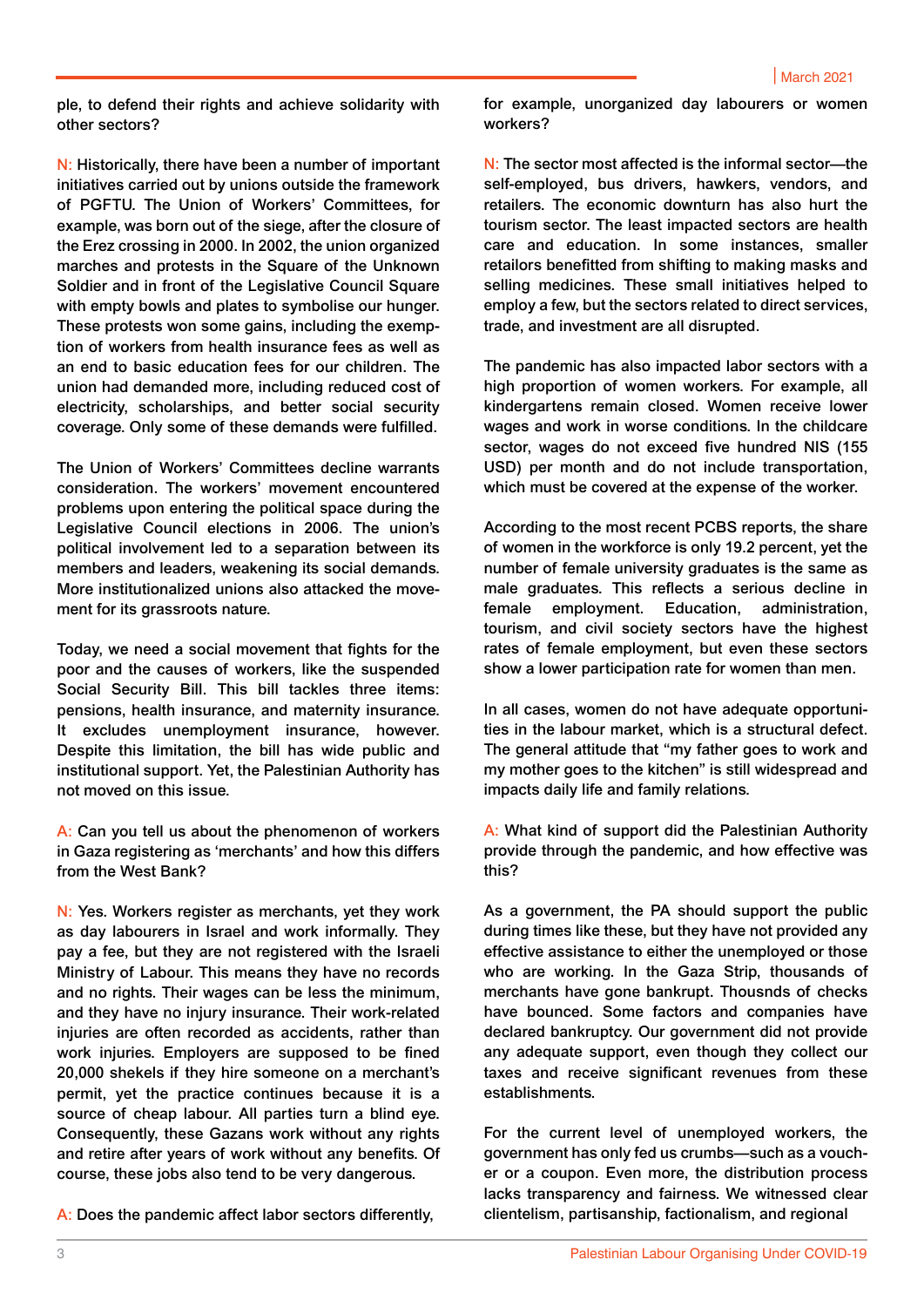ple, to defend their rights and achieve solidarity with other sectors?

N: Historically, there have been a number of important initiatives carried out by unions outside the framework of PGFTU. The Union of Workers' Committees, for example, was born out of the siege, after the closure of the Erez crossing in 2000. In 2002, the union organized marches and protests in the Square of the Unknown Soldier and in front of the Legislative Council Square with empty bowls and plates to symbolise our hunger. These protests won some gains, including the exemption of workers from health insurance fees as well as an end to basic education fees for our children. The union had demanded more, including reduced cost of electricity, scholarships, and better social security coverage. Only some of these demands were fulfilled.

The Union of Workers' Committees decline warrants consideration. The workers' movement encountered problems upon entering the political space during the Legislative Council elections in 2006. The union's political involvement led to a separation between its members and leaders, weakening its social demands. More institutionalized unions also attacked the movement for its grassroots nature.

Today, we need a social movement that fights for the poor and the causes of workers, like the suspended Social Security Bill. This bill tackles three items: pensions, health insurance, and maternity insurance. It excludes unemployment insurance, however. Despite this limitation, the bill has wide public and institutional support. Yet, the Palestinian Authority has not moved on this issue.

A: Can you tell us about the phenomenon of workers in Gaza registering as 'merchants' and how this differs from the West Bank?

N: Yes. Workers register as merchants, yet they work as day labourers in Israel and work informally. They pay a fee, but they are not registered with the Israeli Ministry of Labour. This means they have no records and no rights. Their wages can be less the minimum, and they have no injury insurance. Their work-related injuries are often recorded as accidents, rather than work injuries. Employers are supposed to be fined 20,000 shekels if they hire someone on a merchant's permit, yet the practice continues because it is a source of cheap labour. All parties turn a blind eye. Consequently, these Gazans work without any rights and retire after years of work without any benefits. Of course, these jobs also tend to be very dangerous.

A: Does the pandemic affect labor sectors differently, for example, unorganized day labourers or women workers?

N: The sector most affected is the informal sector—the self-employed, bus drivers, hawkers, vendors, and retailers. The economic downturn has also hurt the tourism sector. The least impacted sectors are health care and education. In some instances, smaller retailors benefitted from shifting to making masks and selling medicines. These small initiatives helped to employ a few, but the sectors related to direct services, trade, and investment are all disrupted.

The pandemic has also impacted labor sectors with a high proportion of women workers. For example, all kindergartens remain closed. Women receive lower wages and work in worse conditions. In the childcare sector, wages do not exceed five hundred NIS (155 USD) per month and do not include transportation, which must be covered at the expense of the worker.

According to the most recent PCBS reports, the share of women in the workforce is only 19.2 percent, yet the number of female university graduates is the same as male graduates. This reflects a serious decline in female employment. Education, administration, tourism, and civil society sectors have the highest rates of female employment, but even these sectors show a lower participation rate for women than men.

In all cases, women do not have adequate opportunities in the labour market, which is a structural defect. The general attitude that "my father goes to work and my mother goes to the kitchen" is still widespread and impacts daily life and family relations.

A: What kind of support did the Palestinian Authority provide through the pandemic, and how effective was this?

As a government, the PA should support the public during times like these, but they have not provided any effective assistance to either the unemployed or those who are working. In the Gaza Strip, thousands of merchants have gone bankrupt. Thousnds of checks have bounced. Some factors and companies have declared bankruptcy. Our government did not provide any adequate support, even though they collect our taxes and receive significant revenues from these establishments.

For the current level of unemployed workers, the government has only fed us crumbs—such as a voucher or a coupon. Even more, the distribution process lacks transparency and fairness. We witnessed clear clientelism, partisanship, factionalism, and regional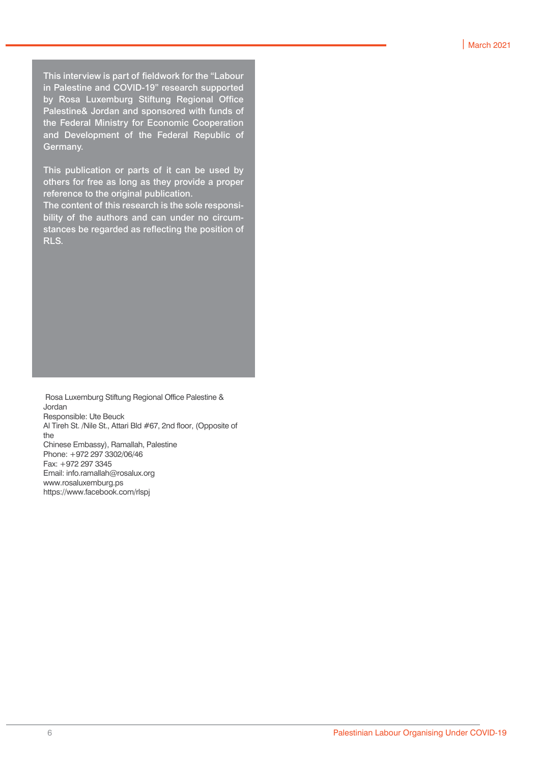This interview is part of fieldwork for the "Labour in Palestine and COVID-19" research supported by Rosa Luxemburg Stiftung Regional Office Palestine& Jordan and sponsored with funds of the Federal Ministry for Economic Cooperation and Development of the Federal Republic of Germany.

This publication or parts of it can be used by others for free as long as they provide a proper reference to the original publication.
The content of this research is the sole responsibility of the authors and can under no circumstances be regarded as reflecting the position of RLS.

Rosa Luxemburg Stiftung Regional Office Palestine & Jordan
Responsible: Ute Beuck
Al Tireh St. /Nile St., Attari Bld #67, 2nd floor, (Opposite of the
Chinese Embassy), Ramallah, Palestine
Phone: +972 297 3302/06/46
Fax: +972 297 3345
Email: info.ramallah@rosalux.org
www.rosaluxemburg.ps
https://www.facebook.com/rlspj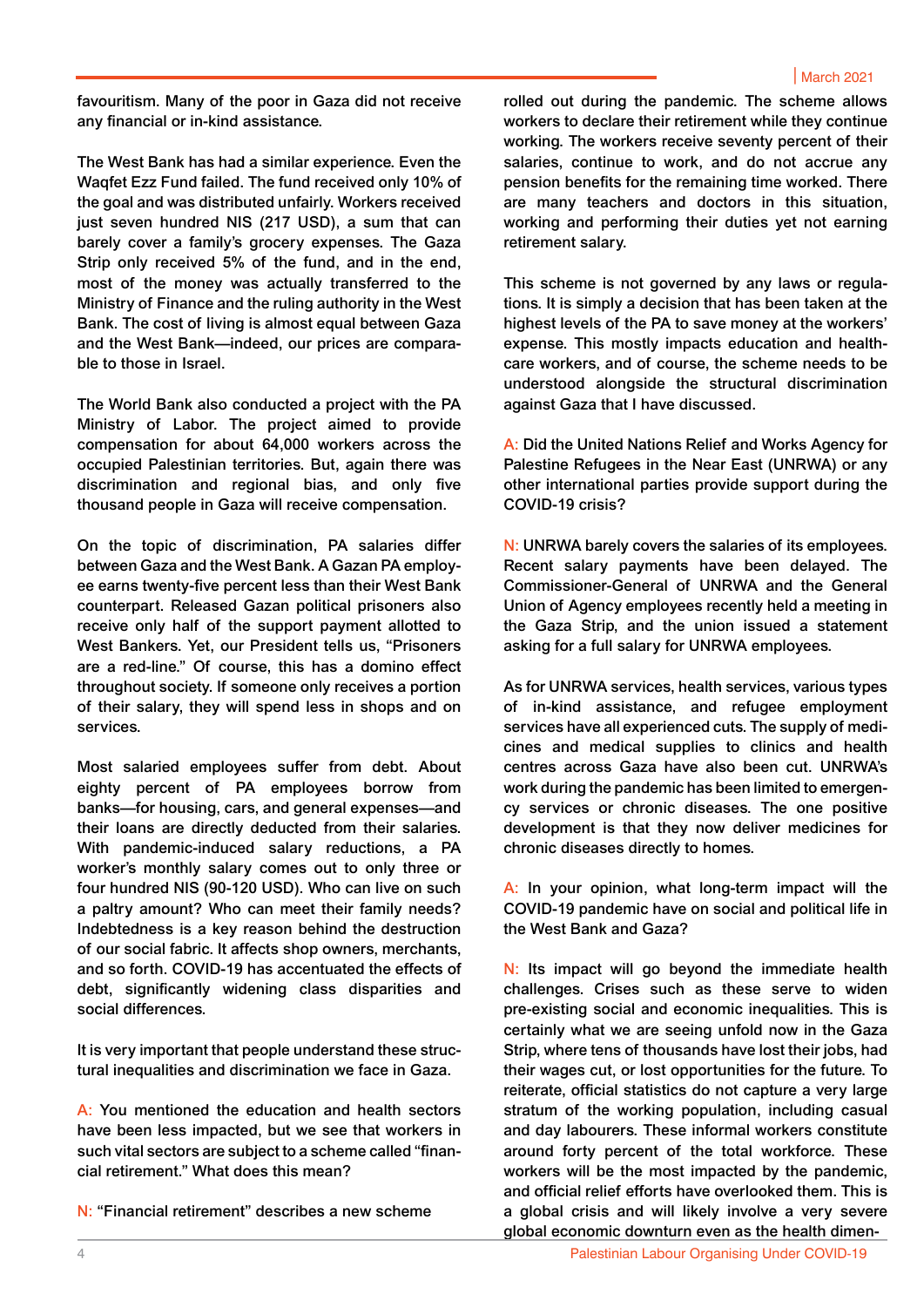favouritism. Many of the poor in Gaza did not receive any financial or in-kind assistance.

The West Bank has had a similar experience. Even the Waqfet Ezz Fund failed. The fund received only 10% of the goal and was distributed unfairly. Workers received just seven hundred NIS (217 USD), a sum that can barely cover a family's grocery expenses. The Gaza Strip only received 5% of the fund, and in the end, most of the money was actually transferred to the Ministry of Finance and the ruling authority in the West Bank. The cost of living is almost equal between Gaza and the West Bank—indeed, our prices are comparable to those in Israel.

The World Bank also conducted a project with the PA Ministry of Labor. The project aimed to provide compensation for about 64,000 workers across the occupied Palestinian territories. But, again there was discrimination and regional bias, and only five thousand people in Gaza will receive compensation.

On the topic of discrimination, PA salaries differ between Gaza and the West Bank. A Gazan PA employee earns twenty-five percent less than their West Bank counterpart. Released Gazan political prisoners also receive only half of the support payment allotted to West Bankers. Yet, our President tells us, "Prisoners are a red-line." Of course, this has a domino effect throughout society. If someone only receives a portion of their salary, they will spend less in shops and on services.

Most salaried employees suffer from debt. About eighty percent of PA employees borrow from banks—for housing, cars, and general expenses—and their loans are directly deducted from their salaries. With pandemic-induced salary reductions, a PA worker's monthly salary comes out to only three or four hundred NIS (90-120 USD). Who can live on such a paltry amount? Who can meet their family needs? Indebtedness is a key reason behind the destruction of our social fabric. It affects shop owners, merchants, and so forth. COVID-19 has accentuated the effects of debt, significantly widening class disparities and social differences.

It is very important that people understand these structural inequalities and discrimination we face in Gaza.

A: You mentioned the education and health sectors have been less impacted, but we see that workers in such vital sectors are subject to a scheme called "financial retirement." What does this mean?

N: "Financial retirement" describes a new scheme rolled out during the pandemic. The scheme allows workers to declare their retirement while they continue working. The workers receive seventy percent of their salaries, continue to work, and do not accrue any pension benefits for the remaining time worked. There are many teachers and doctors in this situation, working and performing their duties yet not earning retirement salary.

This scheme is not governed by any laws or regulations. It is simply a decision that has been taken at the highest levels of the PA to save money at the workers' expense. This mostly impacts education and healthcare workers, and of course, the scheme needs to be understood alongside the structural discrimination against Gaza that I have discussed.

A: Did the United Nations Relief and Works Agency for Palestine Refugees in the Near East (UNRWA) or any other international parties provide support during the COVID-19 crisis?

N: UNRWA barely covers the salaries of its employees. Recent salary payments have been delayed. The Commissioner-General of UNRWA and the General Union of Agency employees recently held a meeting in the Gaza Strip, and the union issued a statement asking for a full salary for UNRWA employees.

As for UNRWA services, health services, various types of in-kind assistance, and refugee employment services have all experienced cuts. The supply of medicines and medical supplies to clinics and health centres across Gaza have also been cut. UNRWA's work during the pandemic has been limited to emergency services or chronic diseases. The one positive development is that they now deliver medicines for chronic diseases directly to homes.

A: In your opinion, what long-term impact will the COVID-19 pandemic have on social and political life in the West Bank and Gaza?

N: Its impact will go beyond the immediate health challenges. Crises such as these serve to widen pre-existing social and economic inequalities. This is certainly what we are seeing unfold now in the Gaza Strip, where tens of thousands have lost their jobs, had their wages cut, or lost opportunities for the future. To reiterate, official statistics do not capture a very large stratum of the working population, including casual and day labourers. These informal workers constitute around forty percent of the total workforce. These workers will be the most impacted by the pandemic, and official relief efforts have overlooked them. This is a global crisis and will likely involve a very severe global economic downturn even as the health dimen-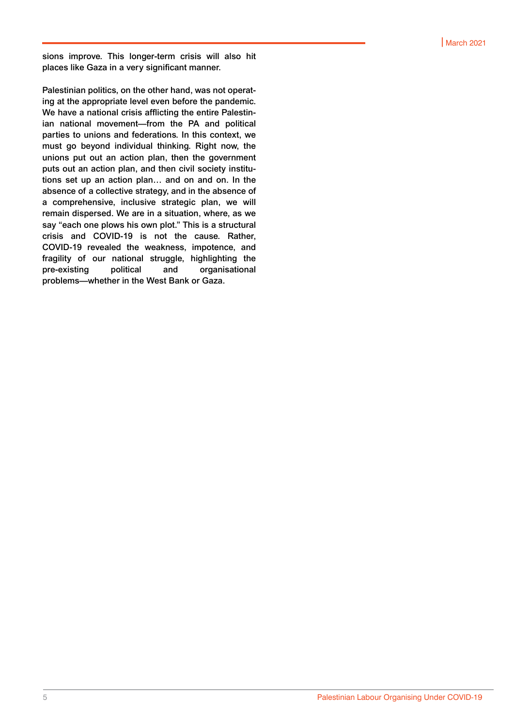sions improve. This longer-term crisis will also hit places like Gaza in a very significant manner.

Palestinian politics, on the other hand, was not operating at the appropriate level even before the pandemic. We have a national crisis afflicting the entire Palestinian national movement—from the PA and political parties to unions and federations. In this context, we must go beyond individual thinking. Right now, the unions put out an action plan, then the government puts out an action plan, and then civil society institutions set up an action plan… and on and on. In the absence of a collective strategy, and in the absence of a comprehensive, inclusive strategic plan, we will remain dispersed. We are in a situation, where, as we say "each one plows his own plot." This is a structural crisis and COVID-19 is not the cause. Rather, COVID-19 revealed the weakness, impotence, and fragility of our national struggle, highlighting the pre-existing political and organisational problems—whether in the West Bank or Gaza.